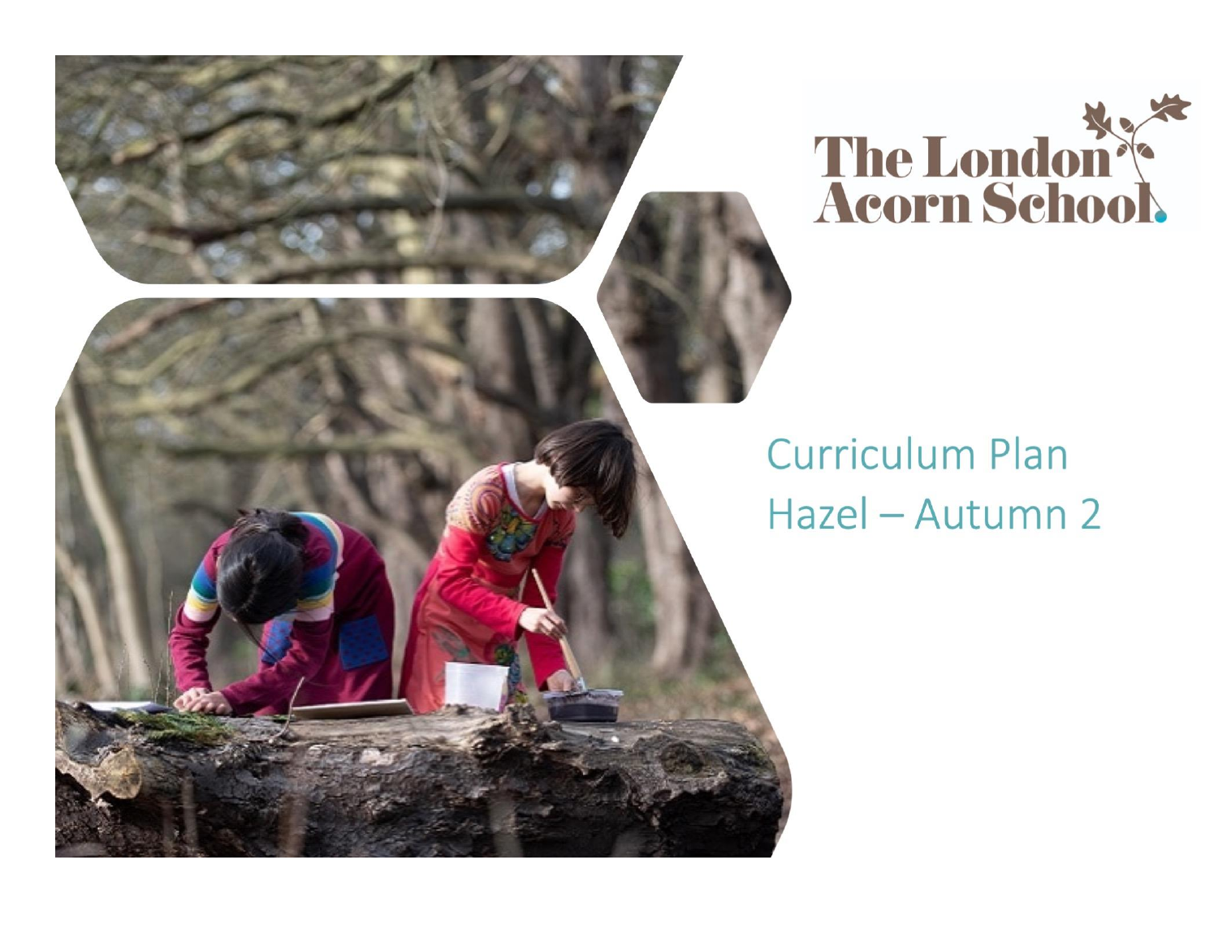The London Acorn School

# Curriculum Plan
## Hazel – Autumn 2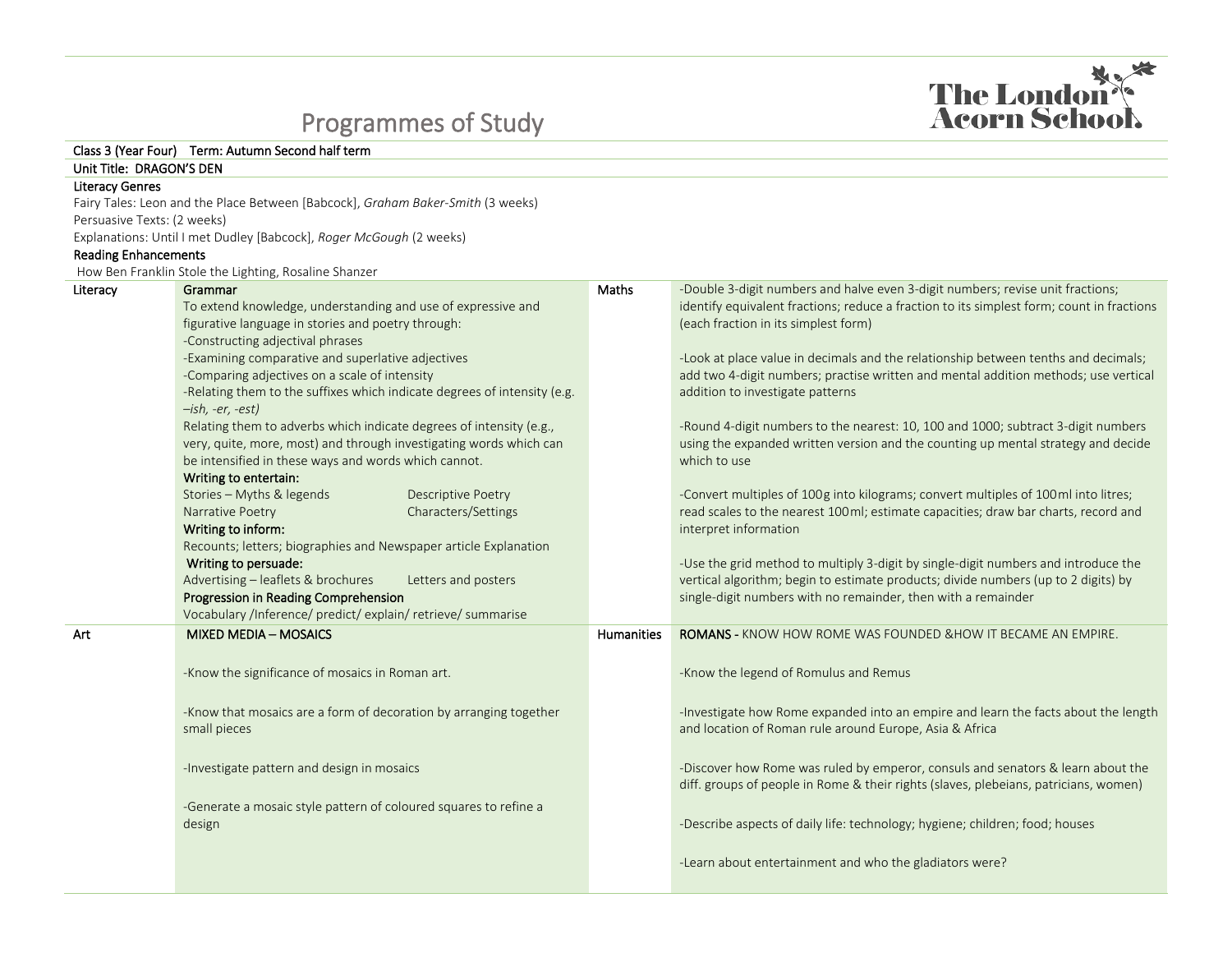# Programmes of Study

The London Acorn School

**Class 3 (Year Four)** **Term: Autumn Second half term**

**Unit Title: DRAGON'S DEN**

**Literacy Genres**

Fairy Tales: Leon and the Place Between [Babcock], *Graham Baker-Smith* (3 weeks)
Persuasive Texts: (2 weeks)
Explanations: Until I met Dudley [Babcock], *Roger McGough* (2 weeks)

**Reading Enhancements**

How Ben Franklin Stole the Lighting, Rosaline Shanzer

| Literacy | | Maths | |
|---|---|---|---|
| | **Grammar**<br>To extend knowledge, understanding and use of expressive and figurative language in stories and poetry through:<br>-Constructing adjectival phrases<br>-Examining comparative and superlative adjectives<br>-Comparing adjectives on a scale of intensity<br>-Relating them to the suffixes which indicate degrees of intensity (e.g. *–ish, -er, -est)*<br>Relating them to adverbs which indicate degrees of intensity (e.g., very, quite, more, most) and through investigating words which can be intensified in these ways and words which cannot.<br>**Writing to entertain:**<br>Stories – Myths & legends; Descriptive Poetry<br>Narrative Poetry; Characters/Settings<br>**Writing to inform:**<br>Recounts; letters; biographies and Newspaper article Explanation<br>**Writing to persuade:**<br>Advertising – leaflets & brochures; Letters and posters<br>**Progression in Reading Comprehension**<br>Vocabulary /Inference/ predict/ explain/ retrieve/ summarise | | -Double 3-digit numbers and halve even 3-digit numbers; revise unit fractions; identify equivalent fractions; reduce a fraction to its simplest form; count in fractions (each fraction in its simplest form)<br><br>-Look at place value in decimals and the relationship between tenths and decimals; add two 4-digit numbers; practise written and mental addition methods; use vertical addition to investigate patterns<br><br>-Round 4-digit numbers to the nearest: 10, 100 and 1000; subtract 3-digit numbers using the expanded written version and the counting up mental strategy and decide which to use<br><br>-Convert multiples of 100g into kilograms; convert multiples of 100ml into litres; read scales to the nearest 100ml; estimate capacities; draw bar charts, record and interpret information<br><br>-Use the grid method to multiply 3-digit by single-digit numbers and introduce the vertical algorithm; begin to estimate products; divide numbers (up to 2 digits) by single-digit numbers with no remainder, then with a remainder |
| Art | MIXED MEDIA – MOSAICS<br><br>-Know the significance of mosaics in Roman art.<br><br>-Know that mosaics are a form of decoration by arranging together small pieces<br><br>-Investigate pattern and design in mosaics<br><br>-Generate a mosaic style pattern of coloured squares to refine a design | Humanities | **ROMANS -** KNOW HOW ROME WAS FOUNDED &HOW IT BECAME AN EMPIRE.<br><br>-Know the legend of Romulus and Remus<br><br>-Investigate how Rome expanded into an empire and learn the facts about the length and location of Roman rule around Europe, Asia & Africa<br><br>-Discover how Rome was ruled by emperor, consuls and senators & learn about the diff. groups of people in Rome & their rights (slaves, plebeians, patricians, women)<br><br>-Describe aspects of daily life: technology; hygiene; children; food; houses<br><br>-Learn about entertainment and who the gladiators were? |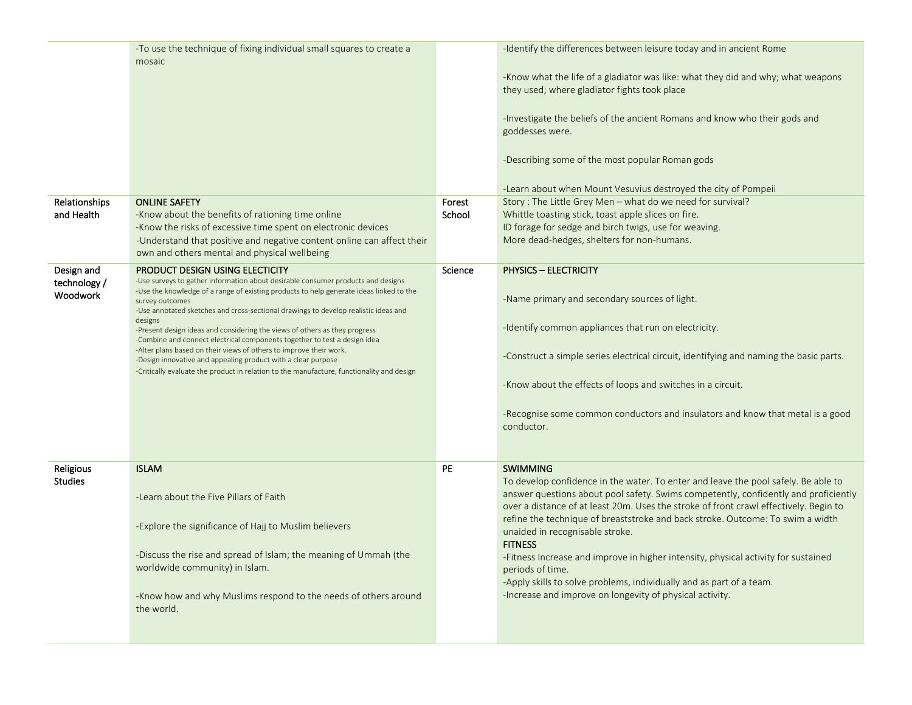| | | | |
|---|---|---|---|
| | -To use the technique of fixing individual small squares to create a mosaic | | -Identify the differences between leisure today and in ancient Rome<br><br>-Know what the life of a gladiator was like: what they did and why; what weapons they used; where gladiator fights took place<br><br>-Investigate the beliefs of the ancient Romans and know who their gods and goddesses were.<br><br>-Describing some of the most popular Roman gods<br><br>-Learn about when Mount Vesuvius destroyed the city of Pompeii |
| Relationships and Health | ONLINE SAFETY<br>-Know about the benefits of rationing time online<br>-Know the risks of excessive time spent on electronic devices<br>-Understand that positive and negative content online can affect their own and others mental and physical wellbeing | Forest School | Story : The Little Grey Men – what do we need for survival?<br>Whittle toasting stick, toast apple slices on fire.<br>ID forage for sedge and birch twigs, use for weaving.<br>More dead-hedges, shelters for non-humans. |
| Design and technology / Woodwork | PRODUCT DESIGN USING ELECTICITY<br>-Use surveys to gather information about desirable consumer products and designs<br>-Use the knowledge of a range of existing products to help generate ideas linked to the survey outcomes<br>-Use annotated sketches and cross-sectional drawings to develop realistic ideas and designs<br>-Present design ideas and considering the views of others as they progress<br>-Combine and connect electrical components together to test a design idea<br>-Alter plans based on their views of others to improve their work.<br>-Design innovative and appealing product with a clear purpose<br>-Critically evaluate the product in relation to the manufacture, functionality and design | Science | PHYSICS – ELECTRICITY<br><br>-Name primary and secondary sources of light.<br><br>-Identify common appliances that run on electricity.<br><br>-Construct a simple series electrical circuit, identifying and naming the basic parts.<br><br>-Know about the effects of loops and switches in a circuit.<br><br>-Recognise some common conductors and insulators and know that metal is a good conductor. |
| Religious Studies | ISLAM<br><br>-Learn about the Five Pillars of Faith<br><br>-Explore the significance of Hajj to Muslim believers<br><br>-Discuss the rise and spread of Islam; the meaning of Ummah (the worldwide community) in Islam.<br><br>-Know how and why Muslims respond to the needs of others around the world. | PE | SWIMMING<br>To develop confidence in the water. To enter and leave the pool safely. Be able to answer questions about pool safety. Swims competently, confidently and proficiently over a distance of at least 20m. Uses the stroke of front crawl effectively. Begin to refine the technique of breaststroke and back stroke. Outcome: To swim a width unaided in recognisable stroke.<br>FITNESS<br>-Fitness Increase and improve in higher intensity, physical activity for sustained periods of time.<br>-Apply skills to solve problems, individually and as part of a team.<br>-Increase and improve on longevity of physical activity. |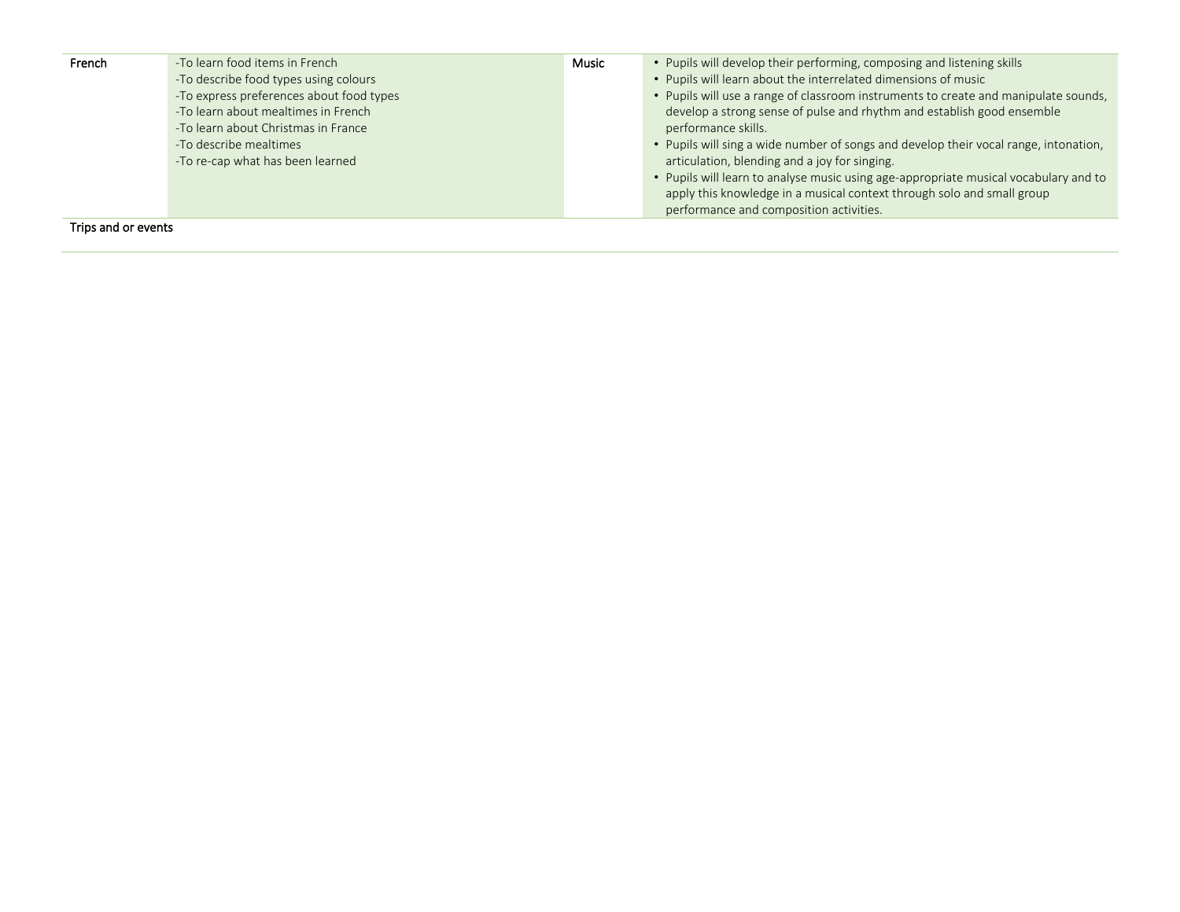| | | | |
|---|---|---|---|
| French | -To learn food items in French<br>-To describe food types using colours<br>-To express preferences about food types<br>-To learn about mealtimes in French<br>-To learn about Christmas in France<br>-To describe mealtimes<br>-To re-cap what has been learned | Music | • Pupils will develop their performing, composing and listening skills<br>• Pupils will learn about the interrelated dimensions of music<br>• Pupils will use a range of classroom instruments to create and manipulate sounds, develop a strong sense of pulse and rhythm and establish good ensemble performance skills.<br>• Pupils will sing a wide number of songs and develop their vocal range, intonation, articulation, blending and a joy for singing.<br>• Pupils will learn to analyse music using age-appropriate musical vocabulary and to apply this knowledge in a musical context through solo and small group performance and composition activities. |
| Trips and or events | | | |